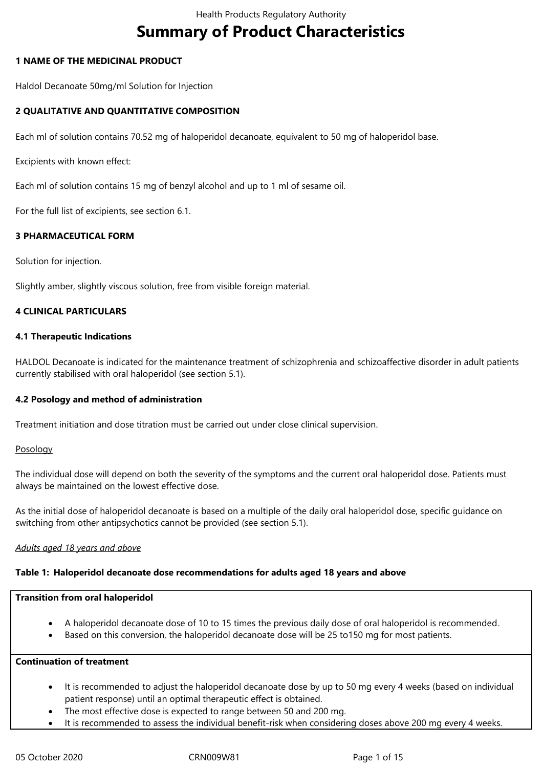# Summary of Product Characteristics

## 1 NAME OF THE MEDICINAL PRODUCT

Haldol Decanoate 50mg/ml Solution for Injection

## 2 QUALITATIVE AND QUANTITATIVE COMPOSITION

Each ml of solution contains 70.52 mg of haloperidol decanoate, equivalent to 50 mg of haloperidol base.

Excipients with known effect:

Each ml of solution contains 15 mg of benzyl alcohol and up to 1 ml of sesame oil.

For the full list of excipients, see section 6.1.

## 3 PHARMACEUTICAL FORM

Solution for injection.

Slightly amber, slightly viscous solution, free from visible foreign material.

## 4 CLINICAL PARTICULARS

### 4.1 Therapeutic Indications

HALDOL Decanoate is indicated for the maintenance treatment of schizophrenia and schizoaffective disorder in adult patients currently stabilised with oral haloperidol (see section 5.1).

### 4.2 Posology and method of administration

Treatment initiation and dose titration must be carried out under close clinical supervision.

Posology

The individual dose will depend on both the severity of the symptoms and the current oral haloperidol dose. Patients must always be maintained on the lowest effective dose.

As the initial dose of haloperidol decanoate is based on a multiple of the daily oral haloperidol dose, specific guidance on switching from other antipsychotics cannot be provided (see section 5.1).

*Adults aged 18 years and above*

**Table 1: Haloperidol decanoate dose recommendations for adults aged 18 years and above**

| **Transition from oral haloperidol** |
|---|
| • A haloperidol decanoate dose of 10 to 15 times the previous daily dose of oral haloperidol is recommended.<br>• Based on this conversion, the haloperidol decanoate dose will be 25 to150 mg for most patients. |
| **Continuation of treatment** |
| • It is recommended to adjust the haloperidol decanoate dose by up to 50 mg every 4 weeks (based on individual patient response) until an optimal therapeutic effect is obtained.<br>• The most effective dose is expected to range between 50 and 200 mg.<br>• It is recommended to assess the individual benefit-risk when considering doses above 200 mg every 4 weeks. |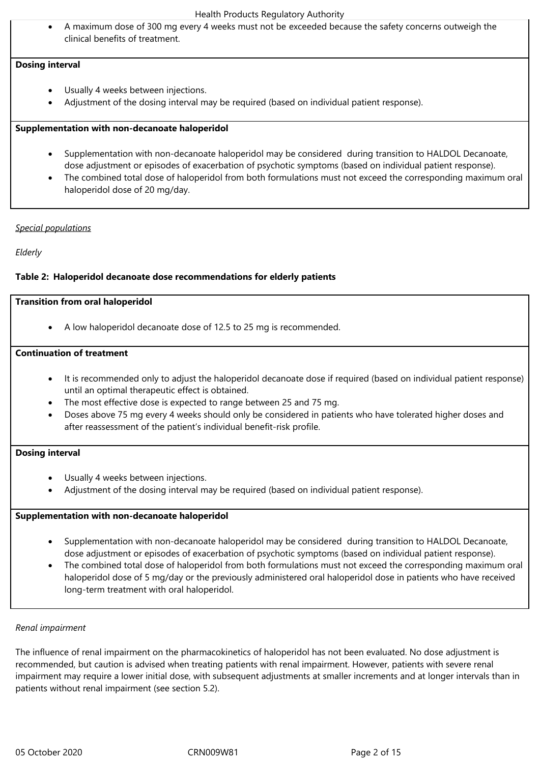- A maximum dose of 300 mg every 4 weeks must not be exceeded because the safety concerns outweigh the clinical benefits of treatment.

**Dosing interval**

- Usually 4 weeks between injections.
- Adjustment of the dosing interval may be required (based on individual patient response).

**Supplementation with non-decanoate haloperidol**

- Supplementation with non-decanoate haloperidol may be considered during transition to HALDOL Decanoate, dose adjustment or episodes of exacerbation of psychotic symptoms (based on individual patient response).
- The combined total dose of haloperidol from both formulations must not exceed the corresponding maximum oral haloperidol dose of 20 mg/day.

*Special populations*

*Elderly*

**Table 2: Haloperidol decanoate dose recommendations for elderly patients**

**Transition from oral haloperidol**

- A low haloperidol decanoate dose of 12.5 to 25 mg is recommended.

**Continuation of treatment**

- It is recommended only to adjust the haloperidol decanoate dose if required (based on individual patient response) until an optimal therapeutic effect is obtained.
- The most effective dose is expected to range between 25 and 75 mg.
- Doses above 75 mg every 4 weeks should only be considered in patients who have tolerated higher doses and after reassessment of the patient's individual benefit-risk profile.

**Dosing interval**

- Usually 4 weeks between injections.
- Adjustment of the dosing interval may be required (based on individual patient response).

**Supplementation with non-decanoate haloperidol**

- Supplementation with non-decanoate haloperidol may be considered during transition to HALDOL Decanoate, dose adjustment or episodes of exacerbation of psychotic symptoms (based on individual patient response).
- The combined total dose of haloperidol from both formulations must not exceed the corresponding maximum oral haloperidol dose of 5 mg/day or the previously administered oral haloperidol dose in patients who have received long-term treatment with oral haloperidol.

*Renal impairment*

The influence of renal impairment on the pharmacokinetics of haloperidol has not been evaluated. No dose adjustment is recommended, but caution is advised when treating patients with renal impairment. However, patients with severe renal impairment may require a lower initial dose, with subsequent adjustments at smaller increments and at longer intervals than in patients without renal impairment (see section 5.2).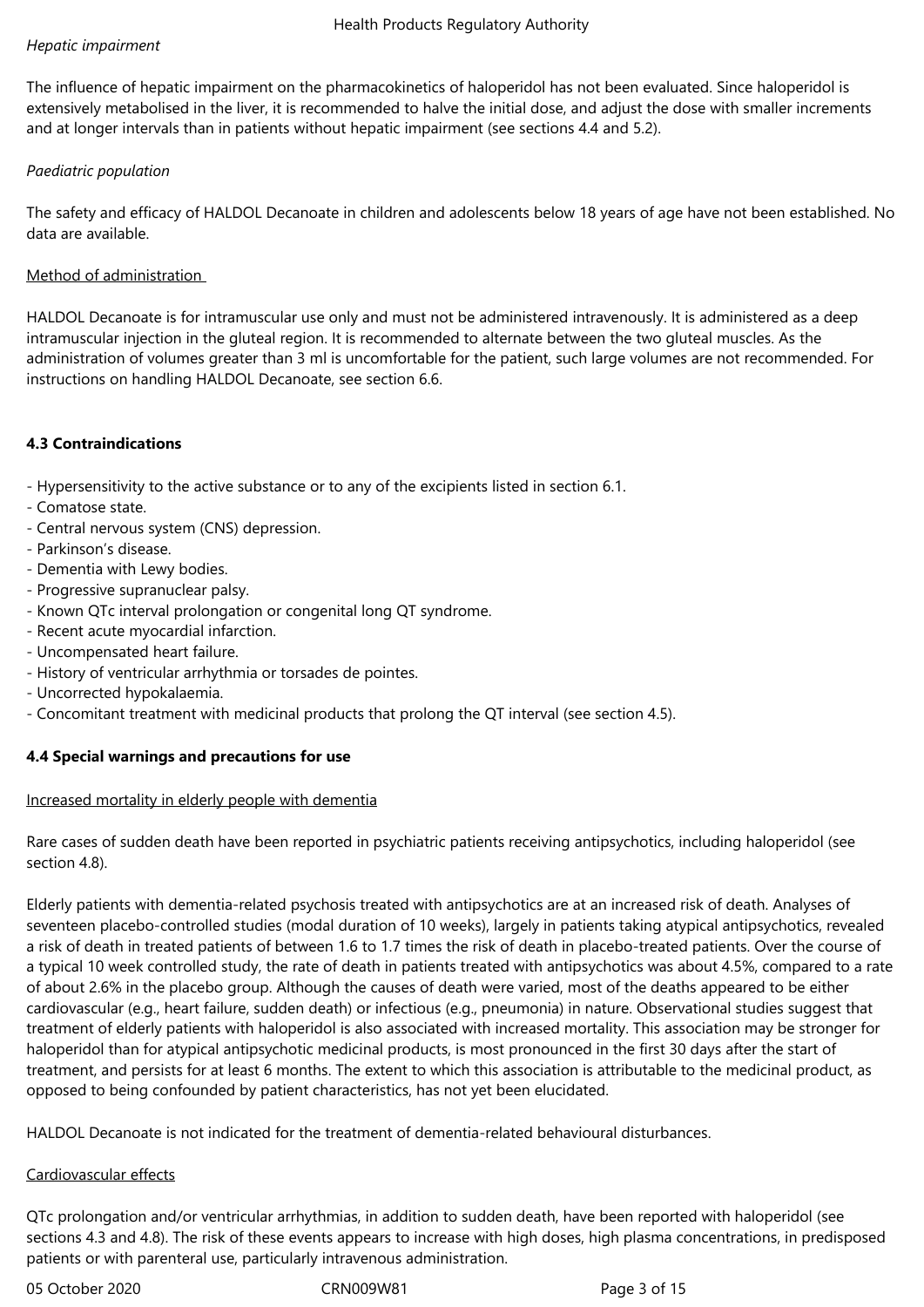*Hepatic impairment*

The influence of hepatic impairment on the pharmacokinetics of haloperidol has not been evaluated. Since haloperidol is extensively metabolised in the liver, it is recommended to halve the initial dose, and adjust the dose with smaller increments and at longer intervals than in patients without hepatic impairment (see sections 4.4 and 5.2).

*Paediatric population*

The safety and efficacy of HALDOL Decanoate in children and adolescents below 18 years of age have not been established. No data are available.

Method of administration

HALDOL Decanoate is for intramuscular use only and must not be administered intravenously. It is administered as a deep intramuscular injection in the gluteal region. It is recommended to alternate between the two gluteal muscles. As the administration of volumes greater than 3 ml is uncomfortable for the patient, such large volumes are not recommended. For instructions on handling HALDOL Decanoate, see section 6.6.

**4.3 Contraindications**

- Hypersensitivity to the active substance or to any of the excipients listed in section 6.1.
- Comatose state.
- Central nervous system (CNS) depression.
- Parkinson's disease.
- Dementia with Lewy bodies.
- Progressive supranuclear palsy.
- Known QTc interval prolongation or congenital long QT syndrome.
- Recent acute myocardial infarction.
- Uncompensated heart failure.
- History of ventricular arrhythmia or torsades de pointes.
- Uncorrected hypokalaemia.
- Concomitant treatment with medicinal products that prolong the QT interval (see section 4.5).

**4.4 Special warnings and precautions for use**

Increased mortality in elderly people with dementia

Rare cases of sudden death have been reported in psychiatric patients receiving antipsychotics, including haloperidol (see section 4.8).

Elderly patients with dementia-related psychosis treated with antipsychotics are at an increased risk of death. Analyses of seventeen placebo-controlled studies (modal duration of 10 weeks), largely in patients taking atypical antipsychotics, revealed a risk of death in treated patients of between 1.6 to 1.7 times the risk of death in placebo-treated patients. Over the course of a typical 10 week controlled study, the rate of death in patients treated with antipsychotics was about 4.5%, compared to a rate of about 2.6% in the placebo group. Although the causes of death were varied, most of the deaths appeared to be either cardiovascular (e.g., heart failure, sudden death) or infectious (e.g., pneumonia) in nature. Observational studies suggest that treatment of elderly patients with haloperidol is also associated with increased mortality. This association may be stronger for haloperidol than for atypical antipsychotic medicinal products, is most pronounced in the first 30 days after the start of treatment, and persists for at least 6 months. The extent to which this association is attributable to the medicinal product, as opposed to being confounded by patient characteristics, has not yet been elucidated.

HALDOL Decanoate is not indicated for the treatment of dementia-related behavioural disturbances.

Cardiovascular effects

QTc prolongation and/or ventricular arrhythmias, in addition to sudden death, have been reported with haloperidol (see sections 4.3 and 4.8). The risk of these events appears to increase with high doses, high plasma concentrations, in predisposed patients or with parenteral use, particularly intravenous administration.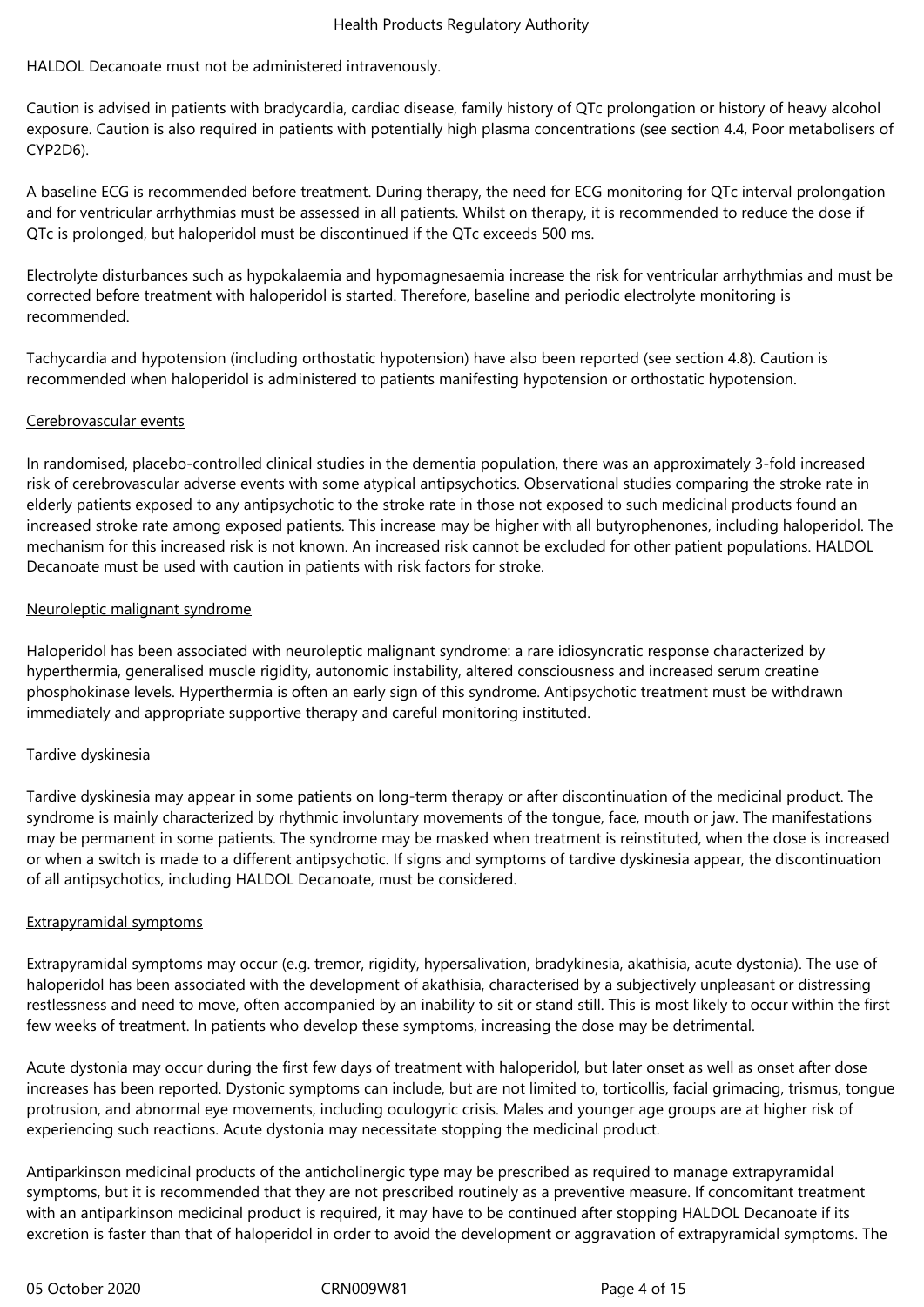HALDOL Decanoate must not be administered intravenously.

Caution is advised in patients with bradycardia, cardiac disease, family history of QTc prolongation or history of heavy alcohol exposure. Caution is also required in patients with potentially high plasma concentrations (see section 4.4, Poor metabolisers of CYP2D6).

A baseline ECG is recommended before treatment. During therapy, the need for ECG monitoring for QTc interval prolongation and for ventricular arrhythmias must be assessed in all patients. Whilst on therapy, it is recommended to reduce the dose if QTc is prolonged, but haloperidol must be discontinued if the QTc exceeds 500 ms.

Electrolyte disturbances such as hypokalaemia and hypomagnesaemia increase the risk for ventricular arrhythmias and must be corrected before treatment with haloperidol is started. Therefore, baseline and periodic electrolyte monitoring is recommended.

Tachycardia and hypotension (including orthostatic hypotension) have also been reported (see section 4.8). Caution is recommended when haloperidol is administered to patients manifesting hypotension or orthostatic hypotension.

Cerebrovascular events

In randomised, placebo-controlled clinical studies in the dementia population, there was an approximately 3-fold increased risk of cerebrovascular adverse events with some atypical antipsychotics. Observational studies comparing the stroke rate in elderly patients exposed to any antipsychotic to the stroke rate in those not exposed to such medicinal products found an increased stroke rate among exposed patients. This increase may be higher with all butyrophenones, including haloperidol. The mechanism for this increased risk is not known. An increased risk cannot be excluded for other patient populations. HALDOL Decanoate must be used with caution in patients with risk factors for stroke.

Neuroleptic malignant syndrome

Haloperidol has been associated with neuroleptic malignant syndrome: a rare idiosyncratic response characterized by hyperthermia, generalised muscle rigidity, autonomic instability, altered consciousness and increased serum creatine phosphokinase levels. Hyperthermia is often an early sign of this syndrome. Antipsychotic treatment must be withdrawn immediately and appropriate supportive therapy and careful monitoring instituted.

Tardive dyskinesia

Tardive dyskinesia may appear in some patients on long-term therapy or after discontinuation of the medicinal product. The syndrome is mainly characterized by rhythmic involuntary movements of the tongue, face, mouth or jaw. The manifestations may be permanent in some patients. The syndrome may be masked when treatment is reinstituted, when the dose is increased or when a switch is made to a different antipsychotic. If signs and symptoms of tardive dyskinesia appear, the discontinuation of all antipsychotics, including HALDOL Decanoate, must be considered.

Extrapyramidal symptoms

Extrapyramidal symptoms may occur (e.g. tremor, rigidity, hypersalivation, bradykinesia, akathisia, acute dystonia). The use of haloperidol has been associated with the development of akathisia, characterised by a subjectively unpleasant or distressing restlessness and need to move, often accompanied by an inability to sit or stand still. This is most likely to occur within the first few weeks of treatment. In patients who develop these symptoms, increasing the dose may be detrimental.

Acute dystonia may occur during the first few days of treatment with haloperidol, but later onset as well as onset after dose increases has been reported. Dystonic symptoms can include, but are not limited to, torticollis, facial grimacing, trismus, tongue protrusion, and abnormal eye movements, including oculogyric crisis. Males and younger age groups are at higher risk of experiencing such reactions. Acute dystonia may necessitate stopping the medicinal product.

Antiparkinson medicinal products of the anticholinergic type may be prescribed as required to manage extrapyramidal symptoms, but it is recommended that they are not prescribed routinely as a preventive measure. If concomitant treatment with an antiparkinson medicinal product is required, it may have to be continued after stopping HALDOL Decanoate if its excretion is faster than that of haloperidol in order to avoid the development or aggravation of extrapyramidal symptoms. The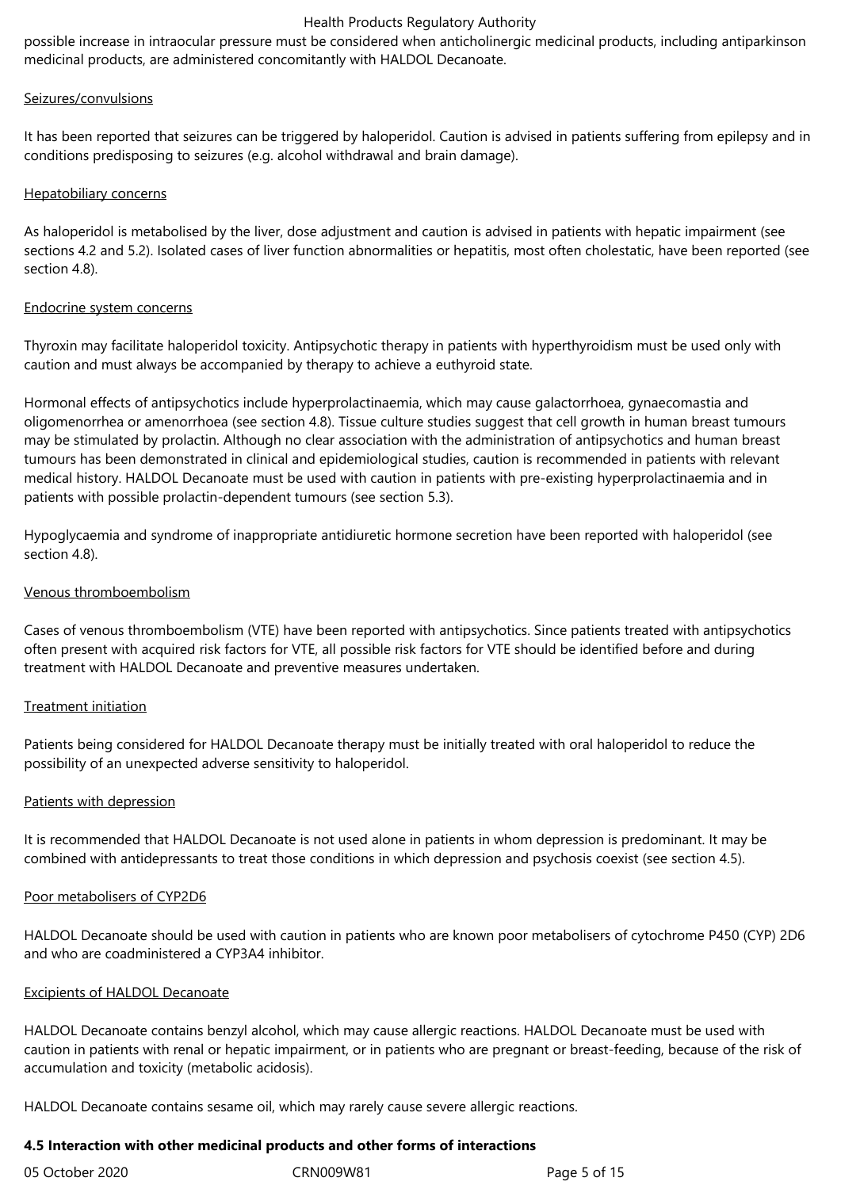possible increase in intraocular pressure must be considered when anticholinergic medicinal products, including antiparkinson medicinal products, are administered concomitantly with HALDOL Decanoate.

Seizures/convulsions

It has been reported that seizures can be triggered by haloperidol. Caution is advised in patients suffering from epilepsy and in conditions predisposing to seizures (e.g. alcohol withdrawal and brain damage).

Hepatobiliary concerns

As haloperidol is metabolised by the liver, dose adjustment and caution is advised in patients with hepatic impairment (see sections 4.2 and 5.2). Isolated cases of liver function abnormalities or hepatitis, most often cholestatic, have been reported (see section 4.8).

Endocrine system concerns

Thyroxin may facilitate haloperidol toxicity. Antipsychotic therapy in patients with hyperthyroidism must be used only with caution and must always be accompanied by therapy to achieve a euthyroid state.

Hormonal effects of antipsychotics include hyperprolactinaemia, which may cause galactorrhoea, gynaecomastia and oligomenorrhea or amenorrhoea (see section 4.8). Tissue culture studies suggest that cell growth in human breast tumours may be stimulated by prolactin. Although no clear association with the administration of antipsychotics and human breast tumours has been demonstrated in clinical and epidemiological studies, caution is recommended in patients with relevant medical history. HALDOL Decanoate must be used with caution in patients with pre-existing hyperprolactinaemia and in patients with possible prolactin-dependent tumours (see section 5.3).

Hypoglycaemia and syndrome of inappropriate antidiuretic hormone secretion have been reported with haloperidol (see section 4.8).

Venous thromboembolism

Cases of venous thromboembolism (VTE) have been reported with antipsychotics. Since patients treated with antipsychotics often present with acquired risk factors for VTE, all possible risk factors for VTE should be identified before and during treatment with HALDOL Decanoate and preventive measures undertaken.

Treatment initiation

Patients being considered for HALDOL Decanoate therapy must be initially treated with oral haloperidol to reduce the possibility of an unexpected adverse sensitivity to haloperidol.

Patients with depression

It is recommended that HALDOL Decanoate is not used alone in patients in whom depression is predominant. It may be combined with antidepressants to treat those conditions in which depression and psychosis coexist (see section 4.5).

Poor metabolisers of CYP2D6

HALDOL Decanoate should be used with caution in patients who are known poor metabolisers of cytochrome P450 (CYP) 2D6 and who are coadministered a CYP3A4 inhibitor.

Excipients of HALDOL Decanoate

HALDOL Decanoate contains benzyl alcohol, which may cause allergic reactions. HALDOL Decanoate must be used with caution in patients with renal or hepatic impairment, or in patients who are pregnant or breast-feeding, because of the risk of accumulation and toxicity (metabolic acidosis).

HALDOL Decanoate contains sesame oil, which may rarely cause severe allergic reactions.

**4.5 Interaction with other medicinal products and other forms of interactions**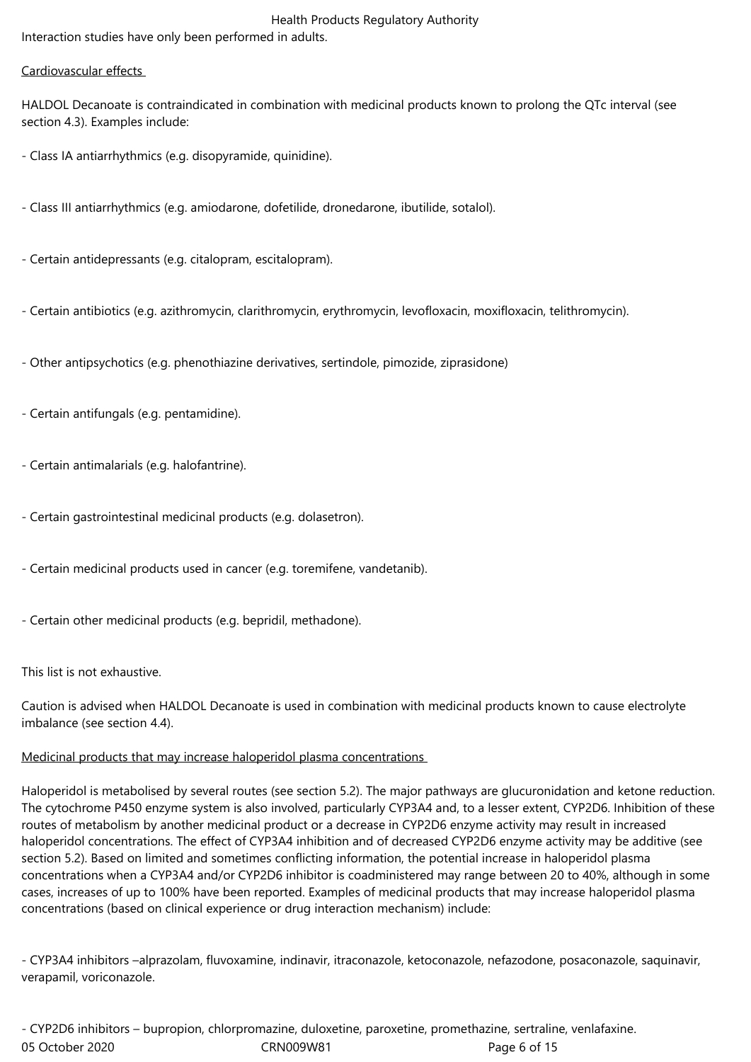Interaction studies have only been performed in adults.

Cardiovascular effects

HALDOL Decanoate is contraindicated in combination with medicinal products known to prolong the QTc interval (see section 4.3). Examples include:

- Class IA antiarrhythmics (e.g. disopyramide, quinidine).

- Class III antiarrhythmics (e.g. amiodarone, dofetilide, dronedarone, ibutilide, sotalol).

- Certain antidepressants (e.g. citalopram, escitalopram).

- Certain antibiotics (e.g. azithromycin, clarithromycin, erythromycin, levofloxacin, moxifloxacin, telithromycin).

- Other antipsychotics (e.g. phenothiazine derivatives, sertindole, pimozide, ziprasidone)

- Certain antifungals (e.g. pentamidine).

- Certain antimalarials (e.g. halofantrine).

- Certain gastrointestinal medicinal products (e.g. dolasetron).

- Certain medicinal products used in cancer (e.g. toremifene, vandetanib).

- Certain other medicinal products (e.g. bepridil, methadone).

This list is not exhaustive.

Caution is advised when HALDOL Decanoate is used in combination with medicinal products known to cause electrolyte imbalance (see section 4.4).

Medicinal products that may increase haloperidol plasma concentrations

Haloperidol is metabolised by several routes (see section 5.2). The major pathways are glucuronidation and ketone reduction. The cytochrome P450 enzyme system is also involved, particularly CYP3A4 and, to a lesser extent, CYP2D6. Inhibition of these routes of metabolism by another medicinal product or a decrease in CYP2D6 enzyme activity may result in increased haloperidol concentrations. The effect of CYP3A4 inhibition and of decreased CYP2D6 enzyme activity may be additive (see section 5.2). Based on limited and sometimes conflicting information, the potential increase in haloperidol plasma concentrations when a CYP3A4 and/or CYP2D6 inhibitor is coadministered may range between 20 to 40%, although in some cases, increases of up to 100% have been reported. Examples of medicinal products that may increase haloperidol plasma concentrations (based on clinical experience or drug interaction mechanism) include:

- CYP3A4 inhibitors –alprazolam, fluvoxamine, indinavir, itraconazole, ketoconazole, nefazodone, posaconazole, saquinavir, verapamil, voriconazole.

- CYP2D6 inhibitors – bupropion, chlorpromazine, duloxetine, paroxetine, promethazine, sertraline, venlafaxine.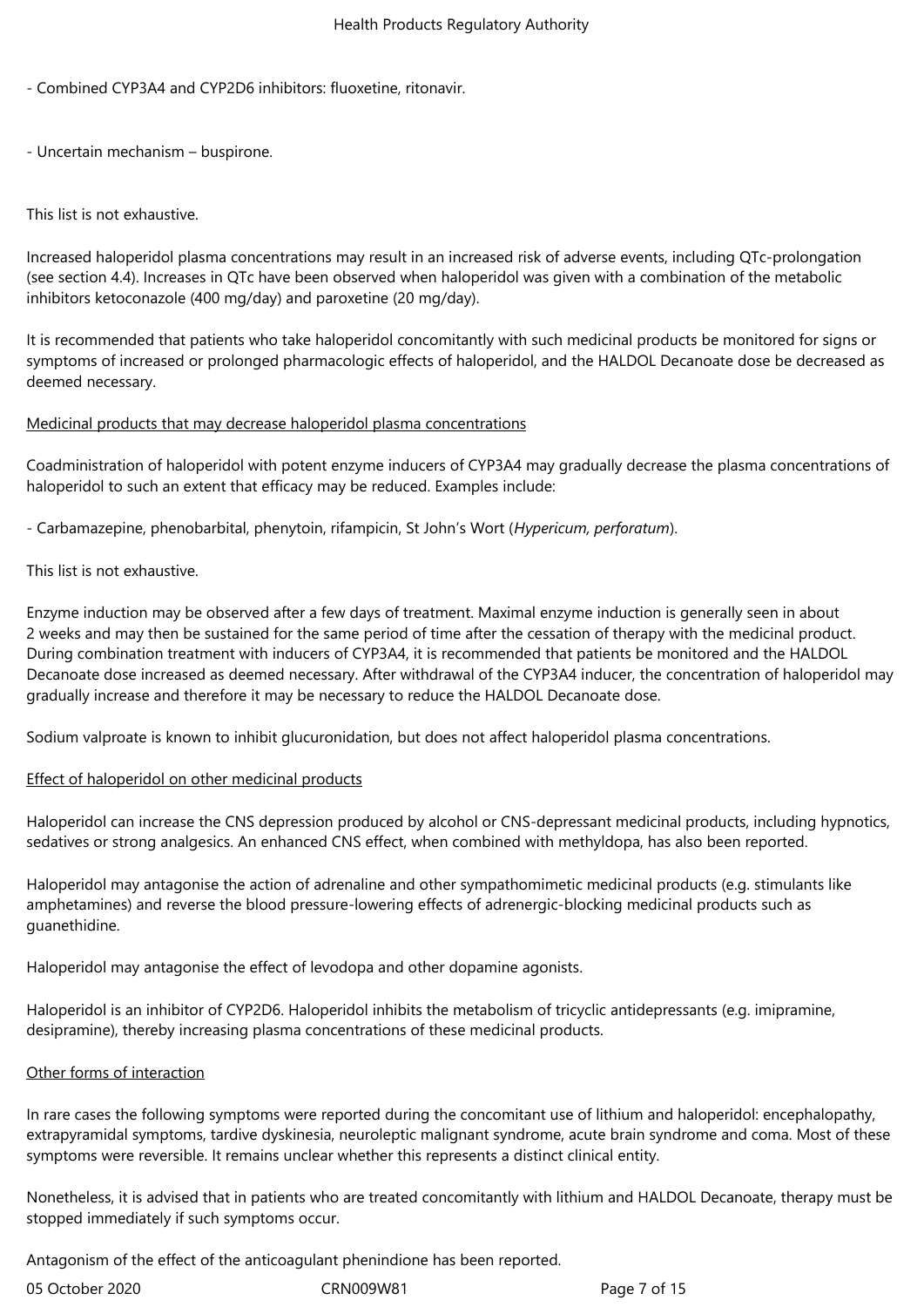- Combined CYP3A4 and CYP2D6 inhibitors: fluoxetine, ritonavir.

- Uncertain mechanism – buspirone.

This list is not exhaustive.

Increased haloperidol plasma concentrations may result in an increased risk of adverse events, including QTc-prolongation (see section 4.4). Increases in QTc have been observed when haloperidol was given with a combination of the metabolic inhibitors ketoconazole (400 mg/day) and paroxetine (20 mg/day).

It is recommended that patients who take haloperidol concomitantly with such medicinal products be monitored for signs or symptoms of increased or prolonged pharmacologic effects of haloperidol, and the HALDOL Decanoate dose be decreased as deemed necessary.

Medicinal products that may decrease haloperidol plasma concentrations

Coadministration of haloperidol with potent enzyme inducers of CYP3A4 may gradually decrease the plasma concentrations of haloperidol to such an extent that efficacy may be reduced. Examples include:

- Carbamazepine, phenobarbital, phenytoin, rifampicin, St John's Wort (*Hypericum, perforatum*).

This list is not exhaustive.

Enzyme induction may be observed after a few days of treatment. Maximal enzyme induction is generally seen in about 2 weeks and may then be sustained for the same period of time after the cessation of therapy with the medicinal product. During combination treatment with inducers of CYP3A4, it is recommended that patients be monitored and the HALDOL Decanoate dose increased as deemed necessary. After withdrawal of the CYP3A4 inducer, the concentration of haloperidol may gradually increase and therefore it may be necessary to reduce the HALDOL Decanoate dose.

Sodium valproate is known to inhibit glucuronidation, but does not affect haloperidol plasma concentrations.

Effect of haloperidol on other medicinal products

Haloperidol can increase the CNS depression produced by alcohol or CNS-depressant medicinal products, including hypnotics, sedatives or strong analgesics. An enhanced CNS effect, when combined with methyldopa, has also been reported.

Haloperidol may antagonise the action of adrenaline and other sympathomimetic medicinal products (e.g. stimulants like amphetamines) and reverse the blood pressure-lowering effects of adrenergic-blocking medicinal products such as guanethidine.

Haloperidol may antagonise the effect of levodopa and other dopamine agonists.

Haloperidol is an inhibitor of CYP2D6. Haloperidol inhibits the metabolism of tricyclic antidepressants (e.g. imipramine, desipramine), thereby increasing plasma concentrations of these medicinal products.

Other forms of interaction

In rare cases the following symptoms were reported during the concomitant use of lithium and haloperidol: encephalopathy, extrapyramidal symptoms, tardive dyskinesia, neuroleptic malignant syndrome, acute brain syndrome and coma. Most of these symptoms were reversible. It remains unclear whether this represents a distinct clinical entity.

Nonetheless, it is advised that in patients who are treated concomitantly with lithium and HALDOL Decanoate, therapy must be stopped immediately if such symptoms occur.

Antagonism of the effect of the anticoagulant phenindione has been reported.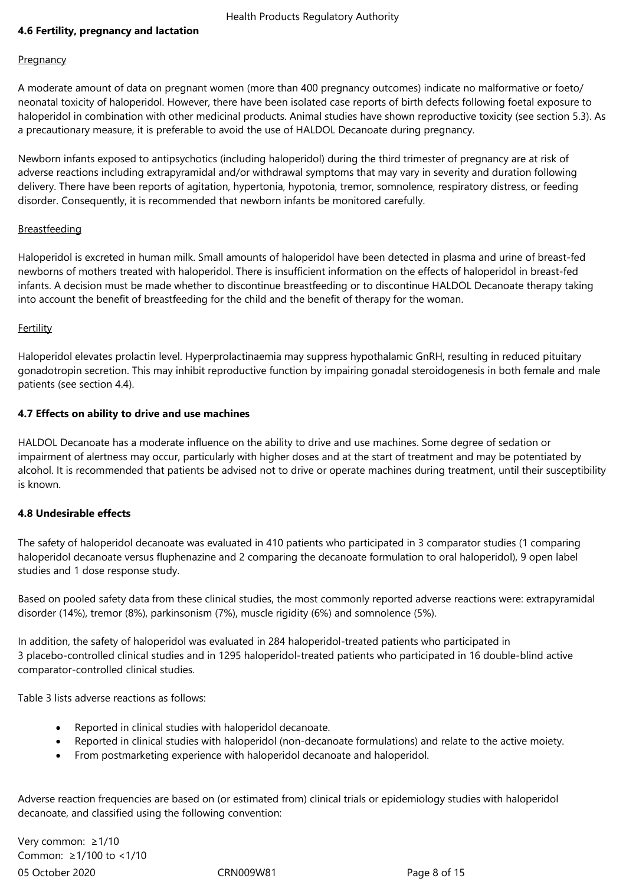## 4.6 Fertility, pregnancy and lactation

Pregnancy

A moderate amount of data on pregnant women (more than 400 pregnancy outcomes) indicate no malformative or foeto/ neonatal toxicity of haloperidol. However, there have been isolated case reports of birth defects following foetal exposure to haloperidol in combination with other medicinal products. Animal studies have shown reproductive toxicity (see section 5.3). As a precautionary measure, it is preferable to avoid the use of HALDOL Decanoate during pregnancy.

Newborn infants exposed to antipsychotics (including haloperidol) during the third trimester of pregnancy are at risk of adverse reactions including extrapyramidal and/or withdrawal symptoms that may vary in severity and duration following delivery. There have been reports of agitation, hypertonia, hypotonia, tremor, somnolence, respiratory distress, or feeding disorder. Consequently, it is recommended that newborn infants be monitored carefully.

Breastfeeding

Haloperidol is excreted in human milk. Small amounts of haloperidol have been detected in plasma and urine of breast-fed newborns of mothers treated with haloperidol. There is insufficient information on the effects of haloperidol in breast-fed infants. A decision must be made whether to discontinue breastfeeding or to discontinue HALDOL Decanoate therapy taking into account the benefit of breastfeeding for the child and the benefit of therapy for the woman.

Fertility

Haloperidol elevates prolactin level. Hyperprolactinaemia may suppress hypothalamic GnRH, resulting in reduced pituitary gonadotropin secretion. This may inhibit reproductive function by impairing gonadal steroidogenesis in both female and male patients (see section 4.4).

## 4.7 Effects on ability to drive and use machines

HALDOL Decanoate has a moderate influence on the ability to drive and use machines. Some degree of sedation or impairment of alertness may occur, particularly with higher doses and at the start of treatment and may be potentiated by alcohol. It is recommended that patients be advised not to drive or operate machines during treatment, until their susceptibility is known.

## 4.8 Undesirable effects

The safety of haloperidol decanoate was evaluated in 410 patients who participated in 3 comparator studies (1 comparing haloperidol decanoate versus fluphenazine and 2 comparing the decanoate formulation to oral haloperidol), 9 open label studies and 1 dose response study.

Based on pooled safety data from these clinical studies, the most commonly reported adverse reactions were: extrapyramidal disorder (14%), tremor (8%), parkinsonism (7%), muscle rigidity (6%) and somnolence (5%).

In addition, the safety of haloperidol was evaluated in 284 haloperidol-treated patients who participated in 3 placebo-controlled clinical studies and in 1295 haloperidol-treated patients who participated in 16 double-blind active comparator-controlled clinical studies.

Table 3 lists adverse reactions as follows:

- Reported in clinical studies with haloperidol decanoate.
- Reported in clinical studies with haloperidol (non-decanoate formulations) and relate to the active moiety.
- From postmarketing experience with haloperidol decanoate and haloperidol.

Adverse reaction frequencies are based on (or estimated from) clinical trials or epidemiology studies with haloperidol decanoate, and classified using the following convention:

Very common: ≥1/10
Common: ≥1/100 to <1/10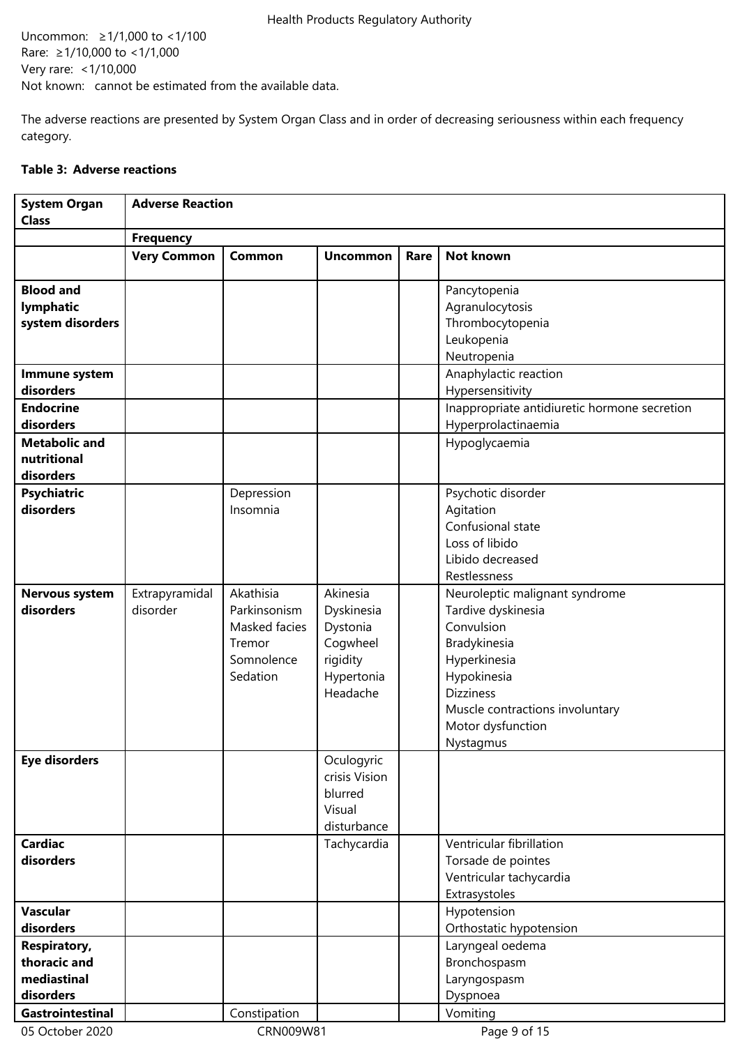Uncommon: ≥1/1,000 to <1/100
Rare: ≥1/10,000 to <1/1,000
Very rare: <1/10,000
Not known: cannot be estimated from the available data.

The adverse reactions are presented by System Organ Class and in order of decreasing seriousness within each frequency category.

**Table 3: Adverse reactions**

| **System Organ Class** | **Adverse Reaction** | | | | |
|---|---|---|---|---|---|
| | **Frequency** | | | | |
| | **Very Common** | **Common** | **Uncommon** | **Rare** | **Not known** |
| **Blood and lymphatic system disorders** | | | | | Pancytopenia<br>Agranulocytosis<br>Thrombocytopenia<br>Leukopenia<br>Neutropenia |
| **Immune system disorders** | | | | | Anaphylactic reaction<br>Hypersensitivity |
| **Endocrine disorders** | | | | | Inappropriate antidiuretic hormone secretion<br>Hyperprolactinaemia |
| **Metabolic and nutritional disorders** | | | | | Hypoglycaemia |
| **Psychiatric disorders** | | Depression<br>Insomnia | | | Psychotic disorder<br>Agitation<br>Confusional state<br>Loss of libido<br>Libido decreased<br>Restlessness |
| **Nervous system disorders** | Extrapyramidal disorder | Akathisia<br>Parkinsonism<br>Masked facies<br>Tremor<br>Somnolence<br>Sedation | Akinesia<br>Dyskinesia<br>Dystonia<br>Cogwheel rigidity<br>Hypertonia<br>Headache | | Neuroleptic malignant syndrome<br>Tardive dyskinesia<br>Convulsion<br>Bradykinesia<br>Hyperkinesia<br>Hypokinesia<br>Dizziness<br>Muscle contractions involuntary<br>Motor dysfunction<br>Nystagmus |
| **Eye disorders** | | | Oculogyric crisis Vision blurred<br>Visual disturbance | | |
| **Cardiac disorders** | | | Tachycardia | | Ventricular fibrillation<br>Torsade de pointes<br>Ventricular tachycardia<br>Extrasystoles |
| **Vascular disorders** | | | | | Hypotension<br>Orthostatic hypotension |
| **Respiratory, thoracic and mediastinal disorders** | | | | | Laryngeal oedema<br>Bronchospasm<br>Laryngospasm<br>Dyspnoea |
| **Gastrointestinal** | | Constipation | | | Vomiting |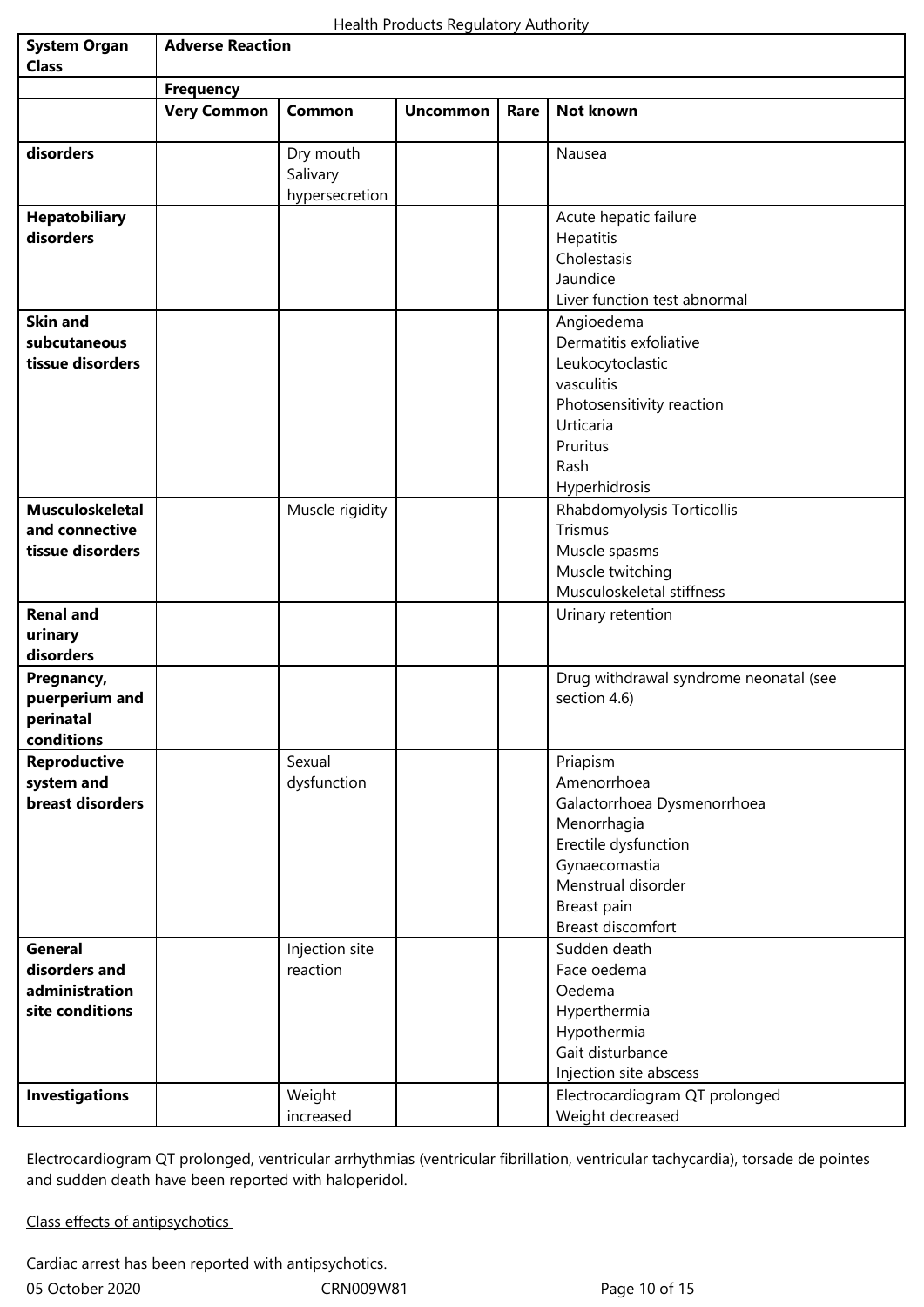| System Organ Class | Adverse Reaction | | | | |
|---|---|---|---|---|---|
| | **Frequency** | | | | |
| | **Very Common** | **Common** | **Uncommon** | **Rare** | **Not known** |
| **disorders** | | Dry mouth<br>Salivary hypersecretion | | | Nausea |
| **Hepatobiliary disorders** | | | | | Acute hepatic failure<br>Hepatitis<br>Cholestasis<br>Jaundice<br>Liver function test abnormal |
| **Skin and subcutaneous tissue disorders** | | | | | Angioedema<br>Dermatitis exfoliative<br>Leukocytoclastic vasculitis<br>Photosensitivity reaction<br>Urticaria<br>Pruritus<br>Rash<br>Hyperhidrosis |
| **Musculoskeletal and connective tissue disorders** | | Muscle rigidity | | | Rhabdomyolysis Torticollis<br>Trismus<br>Muscle spasms<br>Muscle twitching<br>Musculoskeletal stiffness |
| **Renal and urinary disorders** | | | | | Urinary retention |
| **Pregnancy, puerperium and perinatal conditions** | | | | | Drug withdrawal syndrome neonatal (see section 4.6) |
| **Reproductive system and breast disorders** | | Sexual dysfunction | | | Priapism<br>Amenorrhoea<br>Galactorrhoea Dysmenorrhoea<br>Menorrhagia<br>Erectile dysfunction<br>Gynaecomastia<br>Menstrual disorder<br>Breast pain<br>Breast discomfort |
| **General disorders and administration site conditions** | | Injection site reaction | | | Sudden death<br>Face oedema<br>Oedema<br>Hyperthermia<br>Hypothermia<br>Gait disturbance<br>Injection site abscess |
| **Investigations** | | Weight increased | | | Electrocardiogram QT prolonged<br>Weight decreased |

Electrocardiogram QT prolonged, ventricular arrhythmias (ventricular fibrillation, ventricular tachycardia), torsade de pointes and sudden death have been reported with haloperidol.

Class effects of antipsychotics

Cardiac arrest has been reported with antipsychotics.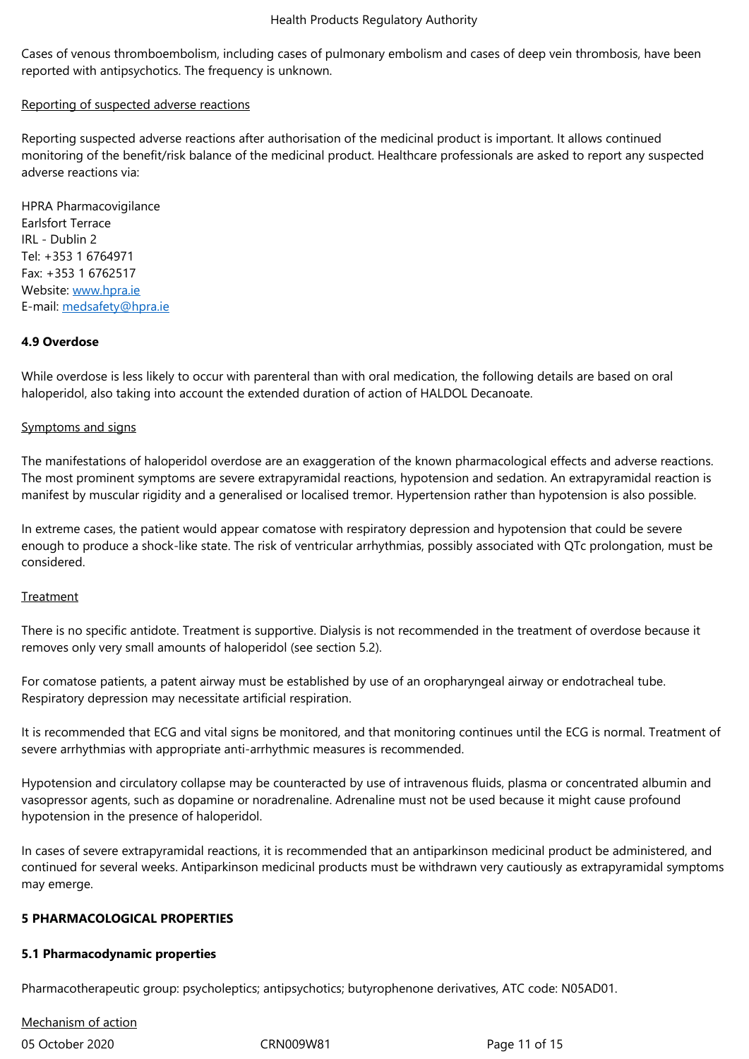Cases of venous thromboembolism, including cases of pulmonary embolism and cases of deep vein thrombosis, have been reported with antipsychotics. The frequency is unknown.

Reporting of suspected adverse reactions

Reporting suspected adverse reactions after authorisation of the medicinal product is important. It allows continued monitoring of the benefit/risk balance of the medicinal product. Healthcare professionals are asked to report any suspected adverse reactions via:

HPRA Pharmacovigilance
Earlsfort Terrace
IRL - Dublin 2
Tel: +353 1 6764971
Fax: +353 1 6762517
Website: www.hpra.ie
E-mail: medsafety@hpra.ie

**4.9 Overdose**

While overdose is less likely to occur with parenteral than with oral medication, the following details are based on oral haloperidol, also taking into account the extended duration of action of HALDOL Decanoate.

Symptoms and signs

The manifestations of haloperidol overdose are an exaggeration of the known pharmacological effects and adverse reactions. The most prominent symptoms are severe extrapyramidal reactions, hypotension and sedation. An extrapyramidal reaction is manifest by muscular rigidity and a generalised or localised tremor. Hypertension rather than hypotension is also possible.

In extreme cases, the patient would appear comatose with respiratory depression and hypotension that could be severe enough to produce a shock-like state. The risk of ventricular arrhythmias, possibly associated with QTc prolongation, must be considered.

Treatment

There is no specific antidote. Treatment is supportive. Dialysis is not recommended in the treatment of overdose because it removes only very small amounts of haloperidol (see section 5.2).

For comatose patients, a patent airway must be established by use of an oropharyngeal airway or endotracheal tube. Respiratory depression may necessitate artificial respiration.

It is recommended that ECG and vital signs be monitored, and that monitoring continues until the ECG is normal. Treatment of severe arrhythmias with appropriate anti-arrhythmic measures is recommended.

Hypotension and circulatory collapse may be counteracted by use of intravenous fluids, plasma or concentrated albumin and vasopressor agents, such as dopamine or noradrenaline. Adrenaline must not be used because it might cause profound hypotension in the presence of haloperidol.

In cases of severe extrapyramidal reactions, it is recommended that an antiparkinson medicinal product be administered, and continued for several weeks. Antiparkinson medicinal products must be withdrawn very cautiously as extrapyramidal symptoms may emerge.

**5 PHARMACOLOGICAL PROPERTIES**

**5.1 Pharmacodynamic properties**

Pharmacotherapeutic group: psycholeptics; antipsychotics; butyrophenone derivatives, ATC code: N05AD01.

Mechanism of action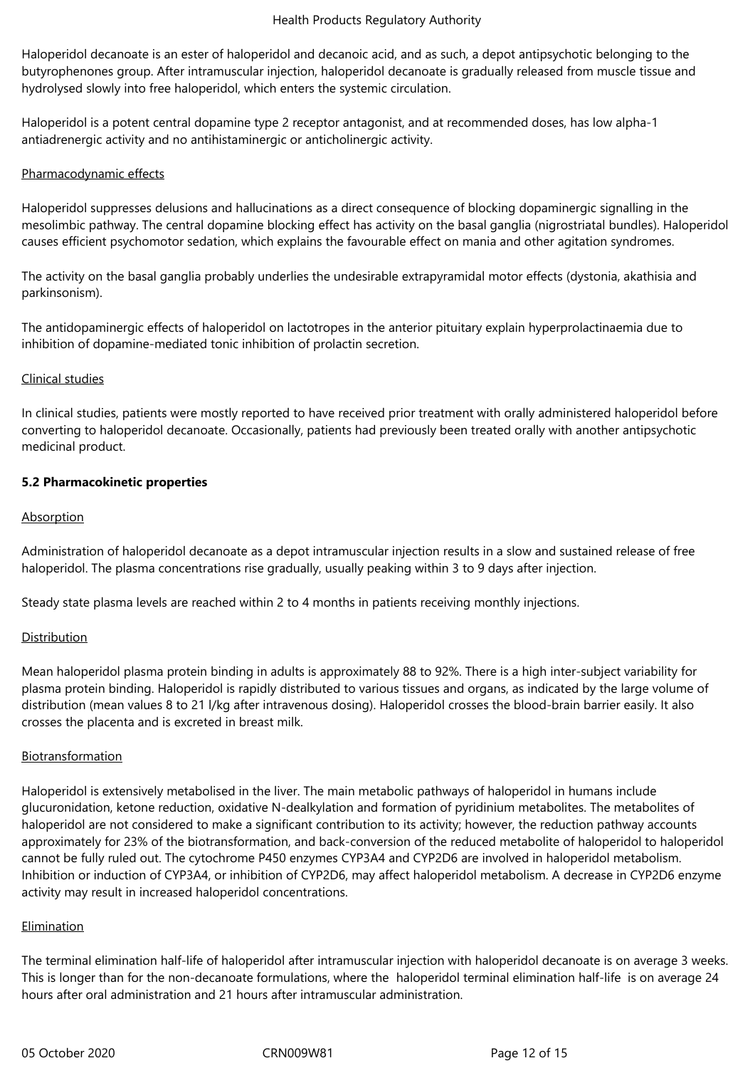Haloperidol decanoate is an ester of haloperidol and decanoic acid, and as such, a depot antipsychotic belonging to the butyrophenones group. After intramuscular injection, haloperidol decanoate is gradually released from muscle tissue and hydrolysed slowly into free haloperidol, which enters the systemic circulation.

Haloperidol is a potent central dopamine type 2 receptor antagonist, and at recommended doses, has low alpha-1 antiadrenergic activity and no antihistaminergic or anticholinergic activity.

Pharmacodynamic effects

Haloperidol suppresses delusions and hallucinations as a direct consequence of blocking dopaminergic signalling in the mesolimbic pathway. The central dopamine blocking effect has activity on the basal ganglia (nigrostriatal bundles). Haloperidol causes efficient psychomotor sedation, which explains the favourable effect on mania and other agitation syndromes.

The activity on the basal ganglia probably underlies the undesirable extrapyramidal motor effects (dystonia, akathisia and parkinsonism).

The antidopaminergic effects of haloperidol on lactotropes in the anterior pituitary explain hyperprolactinaemia due to inhibition of dopamine-mediated tonic inhibition of prolactin secretion.

Clinical studies

In clinical studies, patients were mostly reported to have received prior treatment with orally administered haloperidol before converting to haloperidol decanoate. Occasionally, patients had previously been treated orally with another antipsychotic medicinal product.

**5.2 Pharmacokinetic properties**

Absorption

Administration of haloperidol decanoate as a depot intramuscular injection results in a slow and sustained release of free haloperidol. The plasma concentrations rise gradually, usually peaking within 3 to 9 days after injection.

Steady state plasma levels are reached within 2 to 4 months in patients receiving monthly injections.

Distribution

Mean haloperidol plasma protein binding in adults is approximately 88 to 92%. There is a high inter-subject variability for plasma protein binding. Haloperidol is rapidly distributed to various tissues and organs, as indicated by the large volume of distribution (mean values 8 to 21 l/kg after intravenous dosing). Haloperidol crosses the blood-brain barrier easily. It also crosses the placenta and is excreted in breast milk.

Biotransformation

Haloperidol is extensively metabolised in the liver. The main metabolic pathways of haloperidol in humans include glucuronidation, ketone reduction, oxidative N-dealkylation and formation of pyridinium metabolites. The metabolites of haloperidol are not considered to make a significant contribution to its activity; however, the reduction pathway accounts approximately for 23% of the biotransformation, and back-conversion of the reduced metabolite of haloperidol to haloperidol cannot be fully ruled out. The cytochrome P450 enzymes CYP3A4 and CYP2D6 are involved in haloperidol metabolism. Inhibition or induction of CYP3A4, or inhibition of CYP2D6, may affect haloperidol metabolism. A decrease in CYP2D6 enzyme activity may result in increased haloperidol concentrations.

Elimination

The terminal elimination half-life of haloperidol after intramuscular injection with haloperidol decanoate is on average 3 weeks. This is longer than for the non-decanoate formulations, where the haloperidol terminal elimination half-life is on average 24 hours after oral administration and 21 hours after intramuscular administration.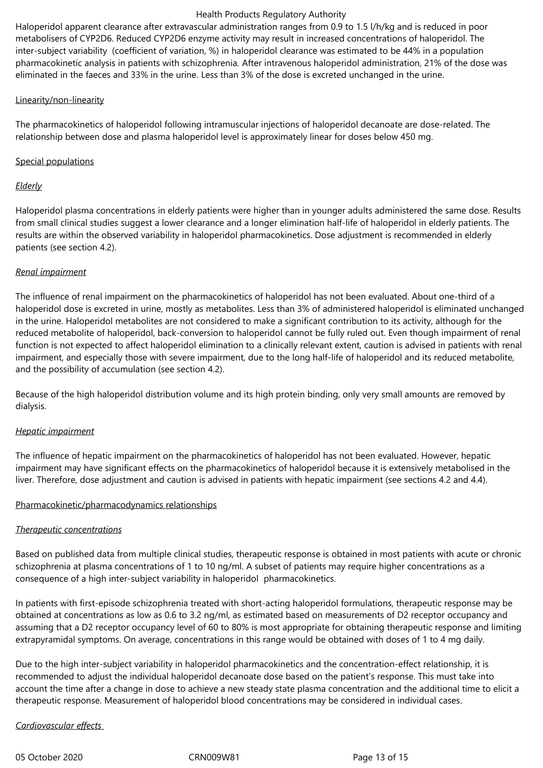Haloperidol apparent clearance after extravascular administration ranges from 0.9 to 1.5 l/h/kg and is reduced in poor metabolisers of CYP2D6. Reduced CYP2D6 enzyme activity may result in increased concentrations of haloperidol. The inter-subject variability (coefficient of variation, %) in haloperidol clearance was estimated to be 44% in a population pharmacokinetic analysis in patients with schizophrenia. After intravenous haloperidol administration, 21% of the dose was eliminated in the faeces and 33% in the urine. Less than 3% of the dose is excreted unchanged in the urine.

Linearity/non-linearity

The pharmacokinetics of haloperidol following intramuscular injections of haloperidol decanoate are dose-related. The relationship between dose and plasma haloperidol level is approximately linear for doses below 450 mg.

Special populations

*Elderly*

Haloperidol plasma concentrations in elderly patients were higher than in younger adults administered the same dose. Results from small clinical studies suggest a lower clearance and a longer elimination half-life of haloperidol in elderly patients. The results are within the observed variability in haloperidol pharmacokinetics. Dose adjustment is recommended in elderly patients (see section 4.2).

*Renal impairment*

The influence of renal impairment on the pharmacokinetics of haloperidol has not been evaluated. About one-third of a haloperidol dose is excreted in urine, mostly as metabolites. Less than 3% of administered haloperidol is eliminated unchanged in the urine. Haloperidol metabolites are not considered to make a significant contribution to its activity, although for the reduced metabolite of haloperidol, back-conversion to haloperidol cannot be fully ruled out. Even though impairment of renal function is not expected to affect haloperidol elimination to a clinically relevant extent, caution is advised in patients with renal impairment, and especially those with severe impairment, due to the long half-life of haloperidol and its reduced metabolite, and the possibility of accumulation (see section 4.2).

Because of the high haloperidol distribution volume and its high protein binding, only very small amounts are removed by dialysis.

*Hepatic impairment*

The influence of hepatic impairment on the pharmacokinetics of haloperidol has not been evaluated. However, hepatic impairment may have significant effects on the pharmacokinetics of haloperidol because it is extensively metabolised in the liver. Therefore, dose adjustment and caution is advised in patients with hepatic impairment (see sections 4.2 and 4.4).

Pharmacokinetic/pharmacodynamics relationships

*Therapeutic concentrations*

Based on published data from multiple clinical studies, therapeutic response is obtained in most patients with acute or chronic schizophrenia at plasma concentrations of 1 to 10 ng/ml. A subset of patients may require higher concentrations as a consequence of a high inter-subject variability in haloperidol pharmacokinetics.

In patients with first-episode schizophrenia treated with short-acting haloperidol formulations, therapeutic response may be obtained at concentrations as low as 0.6 to 3.2 ng/ml, as estimated based on measurements of D2 receptor occupancy and assuming that a D2 receptor occupancy level of 60 to 80% is most appropriate for obtaining therapeutic response and limiting extrapyramidal symptoms. On average, concentrations in this range would be obtained with doses of 1 to 4 mg daily.

Due to the high inter-subject variability in haloperidol pharmacokinetics and the concentration-effect relationship, it is recommended to adjust the individual haloperidol decanoate dose based on the patient's response. This must take into account the time after a change in dose to achieve a new steady state plasma concentration and the additional time to elicit a therapeutic response. Measurement of haloperidol blood concentrations may be considered in individual cases.

*Cardiovascular effects*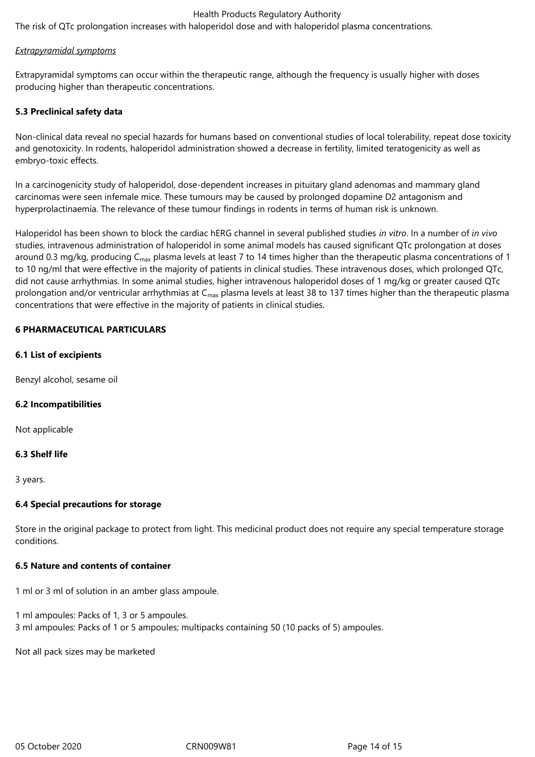The risk of QTc prolongation increases with haloperidol dose and with haloperidol plasma concentrations.

*Extrapyramidal symptoms*

Extrapyramidal symptoms can occur within the therapeutic range, although the frequency is usually higher with doses producing higher than therapeutic concentrations.

**5.3 Preclinical safety data**

Non-clinical data reveal no special hazards for humans based on conventional studies of local tolerability, repeat dose toxicity and genotoxicity. In rodents, haloperidol administration showed a decrease in fertility, limited teratogenicity as well as embryo-toxic effects.

In a carcinogenicity study of haloperidol, dose-dependent increases in pituitary gland adenomas and mammary gland carcinomas were seen infemale mice. These tumours may be caused by prolonged dopamine D2 antagonism and hyperprolactinaemia. The relevance of these tumour findings in rodents in terms of human risk is unknown.

Haloperidol has been shown to block the cardiac hERG channel in several published studies *in vitro*. In a number of *in vivo* studies, intravenous administration of haloperidol in some animal models has caused significant QTc prolongation at doses around 0.3 mg/kg, producing $C_{max}$ plasma levels at least 7 to 14 times higher than the therapeutic plasma concentrations of 1 to 10 ng/ml that were effective in the majority of patients in clinical studies. These intravenous doses, which prolonged QTc, did not cause arrhythmias. In some animal studies, higher intravenous haloperidol doses of 1 mg/kg or greater caused QTc prolongation and/or ventricular arrhythmias at $C_{max}$ plasma levels at least 38 to 137 times higher than the therapeutic plasma concentrations that were effective in the majority of patients in clinical studies.

**6 PHARMACEUTICAL PARTICULARS**

**6.1 List of excipients**

Benzyl alcohol, sesame oil

**6.2 Incompatibilities**

Not applicable

**6.3 Shelf life**

3 years.

**6.4 Special precautions for storage**

Store in the original package to protect from light. This medicinal product does not require any special temperature storage conditions.

**6.5 Nature and contents of container**

1 ml or 3 ml of solution in an amber glass ampoule.

1 ml ampoules: Packs of 1, 3 or 5 ampoules.
3 ml ampoules: Packs of 1 or 5 ampoules; multipacks containing 50 (10 packs of 5) ampoules.

Not all pack sizes may be marketed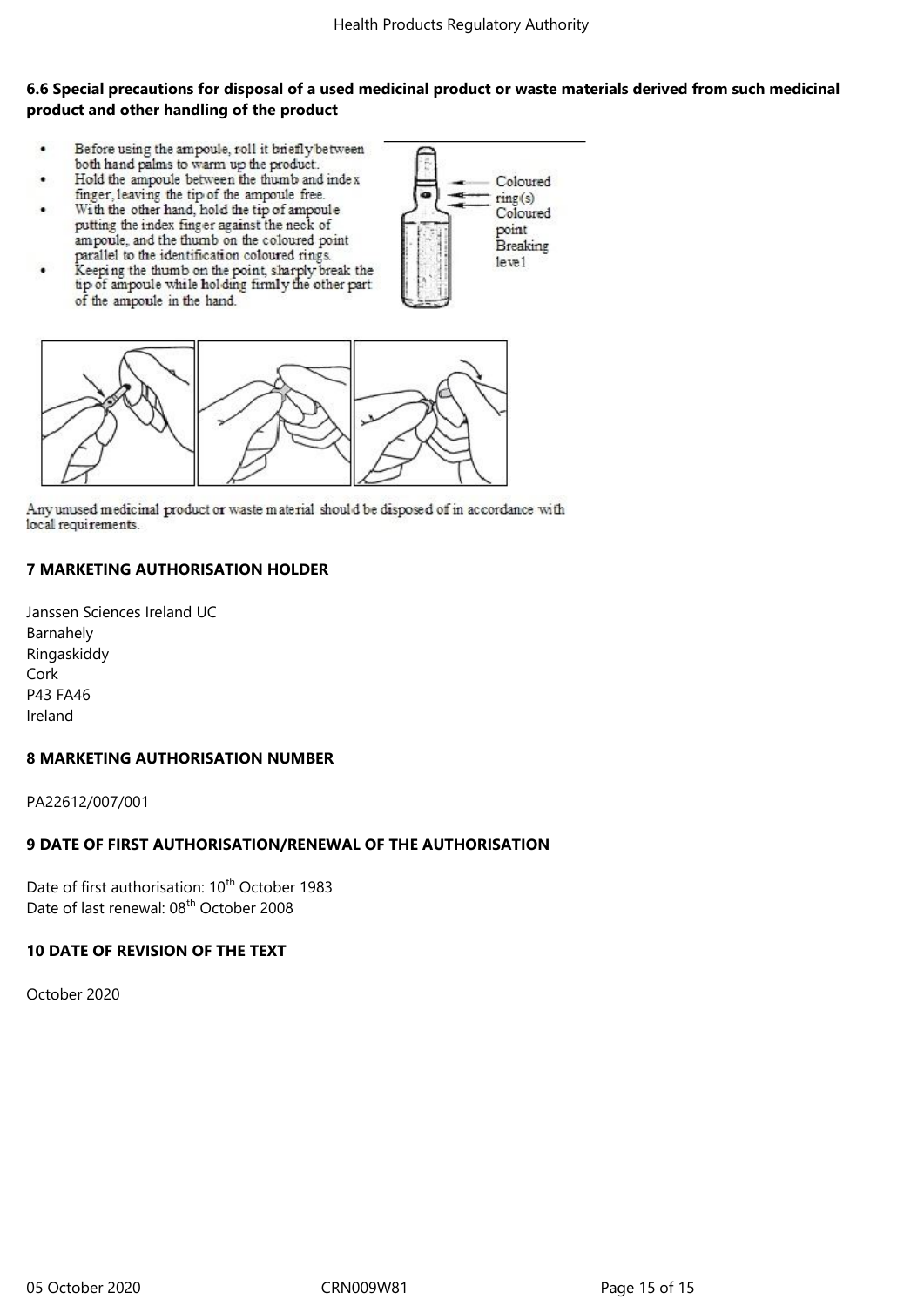### 6.6 Special precautions for disposal of a used medicinal product or waste materials derived from such medicinal product and other handling of the product

- Before using the ampoule, roll it briefly between both hand palms to warm up the product.
- Hold the ampoule between the thumb and index finger, leaving the tip of the ampoule free.
- With the other hand, hold the tip of ampoule putting the index finger against the neck of ampoule, and the thumb on the coloured point parallel to the identification coloured rings.
- Keeping the thumb on the point, sharply break the tip of ampoule while holding firmly the other part of the ampoule in the hand.

Coloured ring(s)
Coloured point
Breaking level

Any unused medicinal product or waste material should be disposed of in accordance with local requirements.

### 7 MARKETING AUTHORISATION HOLDER

Janssen Sciences Ireland UC
Barnahely
Ringaskiddy
Cork
P43 FA46
Ireland

### 8 MARKETING AUTHORISATION NUMBER

PA22612/007/001

### 9 DATE OF FIRST AUTHORISATION/RENEWAL OF THE AUTHORISATION

Date of first authorisation: 10th October 1983
Date of last renewal: 08th October 2008

### 10 DATE OF REVISION OF THE TEXT

October 2020